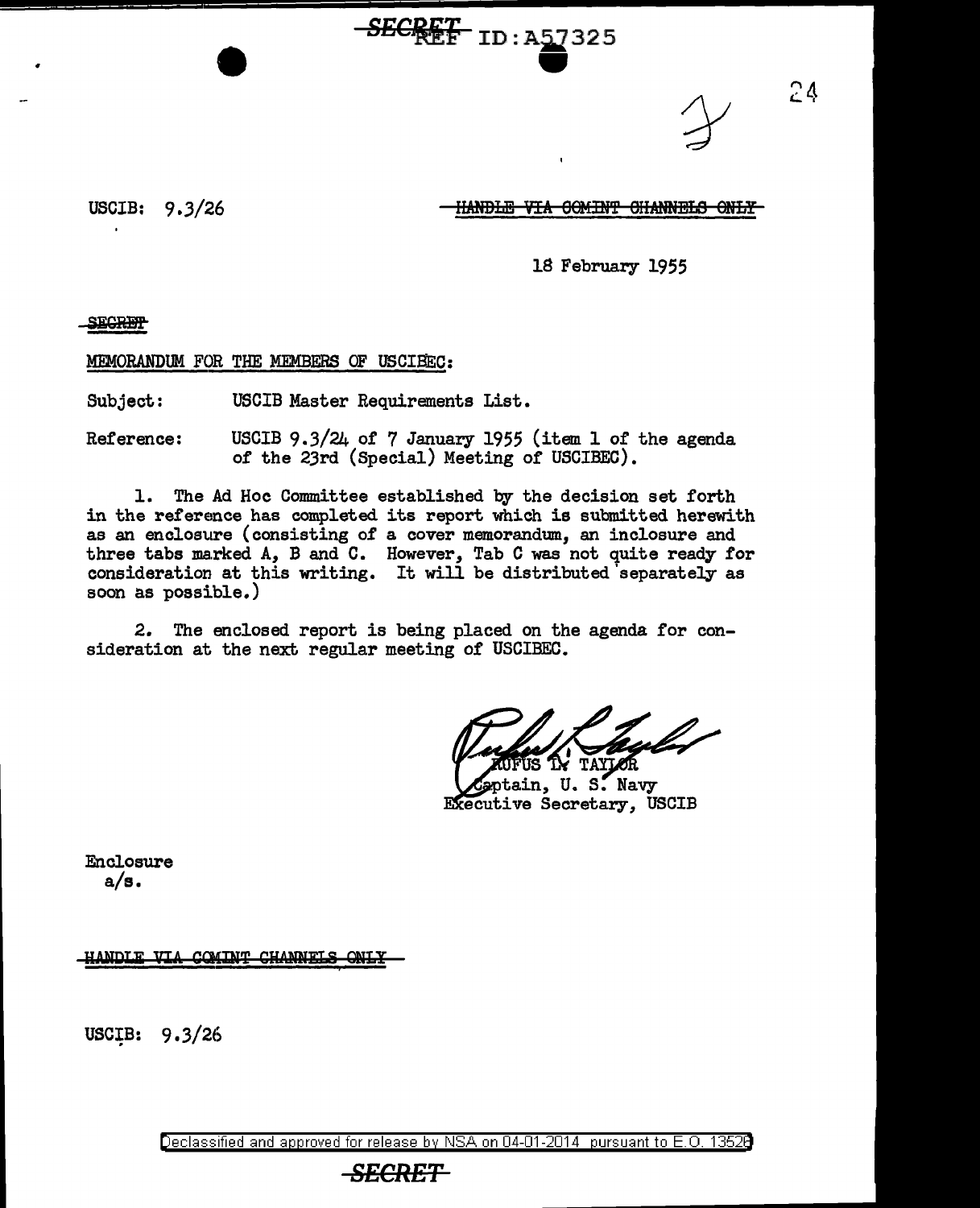SECRET REF ID:A57325

USCIB: 9.3/26

~~HANDLE VIA COMINT CHANNELS ONLY~~

18 February 1955

~~SECRET~~

MEMORANDUM FOR THE MEMBERS OF USCIBEC:

Subject: USCIB Master Requirements List.

Reference: USCIB 9.3/24 of 7 January 1955 (item 1 of the agenda of the 23rd (Special) Meeting of USCIBEC).

1. The Ad Hoc Committee established by the decision set forth in the reference has completed its report which is submitted herewith as an enclosure (consisting of a cover memorandum, an inclosure and three tabs marked A, B and C. However, Tab C was not quite ready for consideration at this writing. It will be distributed separately as soon as possible.)

2. The enclosed report is being placed on the agenda for consideration at the next regular meeting of USCIBEC.

RUFUS L. TAYLOR
Captain, U. S. Navy
Executive Secretary, USCIB

Enclosure
a/s.

~~HANDLE VIA COMINT CHANNELS ONLY~~

USCIB: 9.3/26

Declassified and approved for release by NSA on 04-01-2014 pursuant to E.O. 13526

~~SECRET~~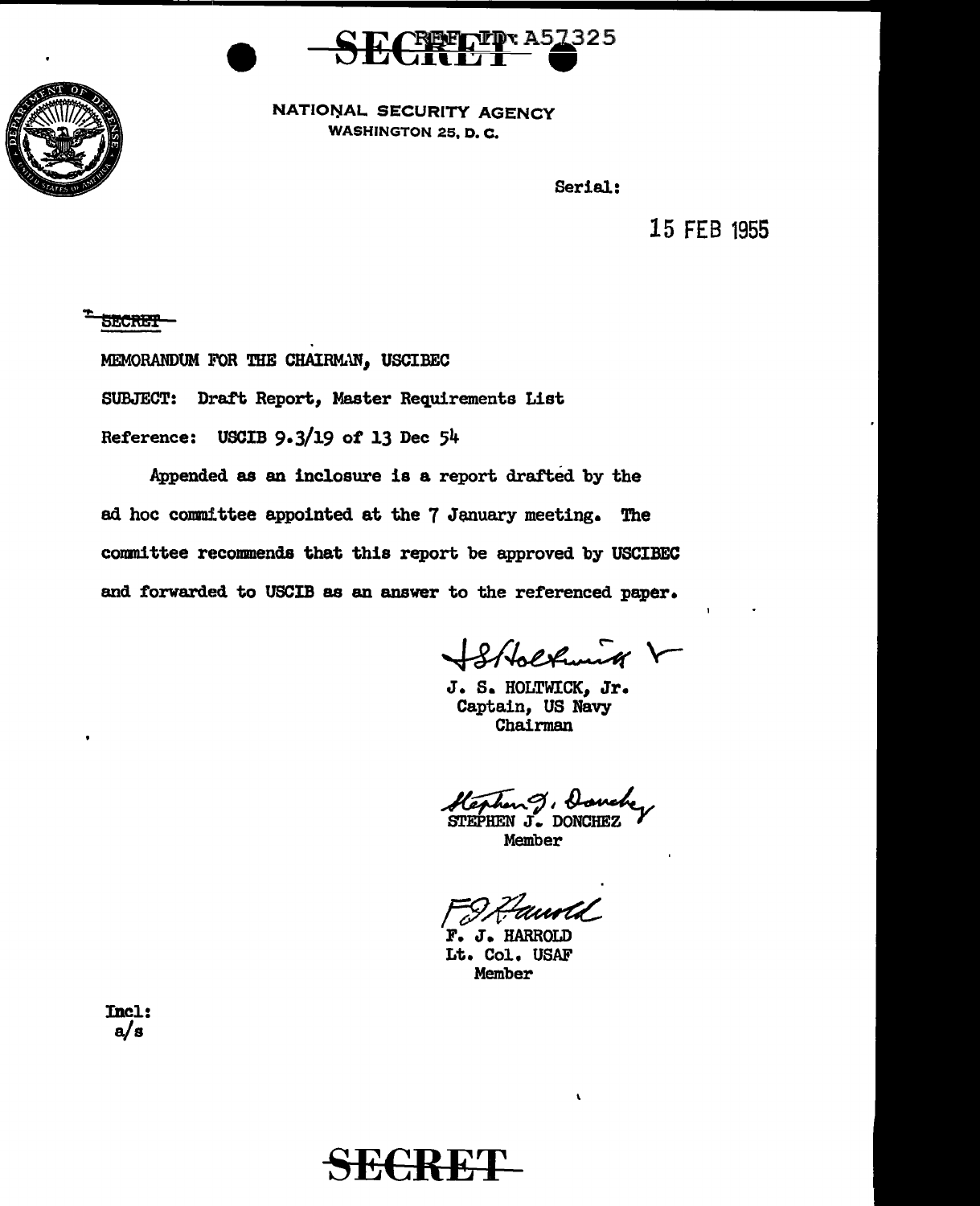**SECRET** REF ID: A57325

NATIONAL SECURITY AGENCY
WASHINGTON 25, D. C.

Serial:

15 FEB 1955

SECRET

MEMORANDUM FOR THE CHAIRMAN, USCIBEC

SUBJECT: Draft Report, Master Requirements List

Reference: USCIB 9.3/19 of 13 Dec 54

Appended as an inclosure is a report drafted by the ad hoc committee appointed at the 7 January meeting. The committee recommends that this report be approved by USCIBEC and forwarded to USCIB as an answer to the referenced paper.

J. S. HOLTWICK, Jr.
Captain, US Navy
Chairman

STEPHEN J. DONCHEZ
Member

F. J. HARROLD
Lt. Col. USAF
Member

Incl:
a/s

**SECRET**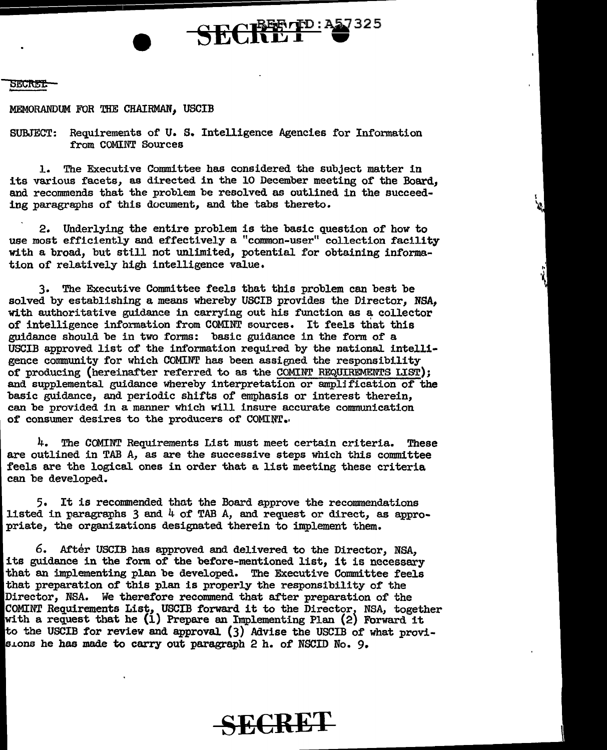SECRET

MEMORANDUM FOR THE CHAIRMAN, USCIB

SUBJECT: Requirements of U. S. Intelligence Agencies for Information from COMINT Sources

1. The Executive Committee has considered the subject matter in its various facets, as directed in the 10 December meeting of the Board, and recommends that the problem be resolved as outlined in the succeeding paragraphs of this document, and the tabs thereto.

2. Underlying the entire problem is the basic question of how to use most efficiently and effectively a "common-user" collection facility with a broad, but still not unlimited, potential for obtaining information of relatively high intelligence value.

3. The Executive Committee feels that this problem can best be solved by establishing a means whereby USCIB provides the Director, NSA, with authoritative guidance in carrying out his function as a collector of intelligence information from COMINT sources. It feels that this guidance should be in two forms: basic guidance in the form of a USCIB approved list of the information required by the national intelligence community for which COMINT has been assigned the responsibility of producing (hereinafter referred to as the COMINT REQUIREMENTS LIST); and supplemental guidance whereby interpretation or amplification of the basic guidance, and periodic shifts of emphasis or interest therein, can be provided in a manner which will insure accurate communication of consumer desires to the producers of COMINT.

4. The COMINT Requirements List must meet certain criteria. These are outlined in TAB A, as are the successive steps which this committee feels are the logical ones in order that a list meeting these criteria can be developed.

5. It is recommended that the Board approve the recommendations listed in paragraphs 3 and 4 of TAB A, and request or direct, as appropriate, the organizations designated therein to implement them.

6. After USCIB has approved and delivered to the Director, NSA, its guidance in the form of the before-mentioned list, it is necessary that an implementing plan be developed. The Executive Committee feels that preparation of this plan is properly the responsibility of the Director, NSA. We therefore recommend that after preparation of the COMINT Requirements List, USCIB forward it to the Director, NSA, together with a request that he (1) Prepare an Implementing Plan (2) Forward it to the USCIB for review and approval (3) Advise the USCIB of what provisions he has made to carry out paragraph 2 h. of NSCID No. 9.

SECRET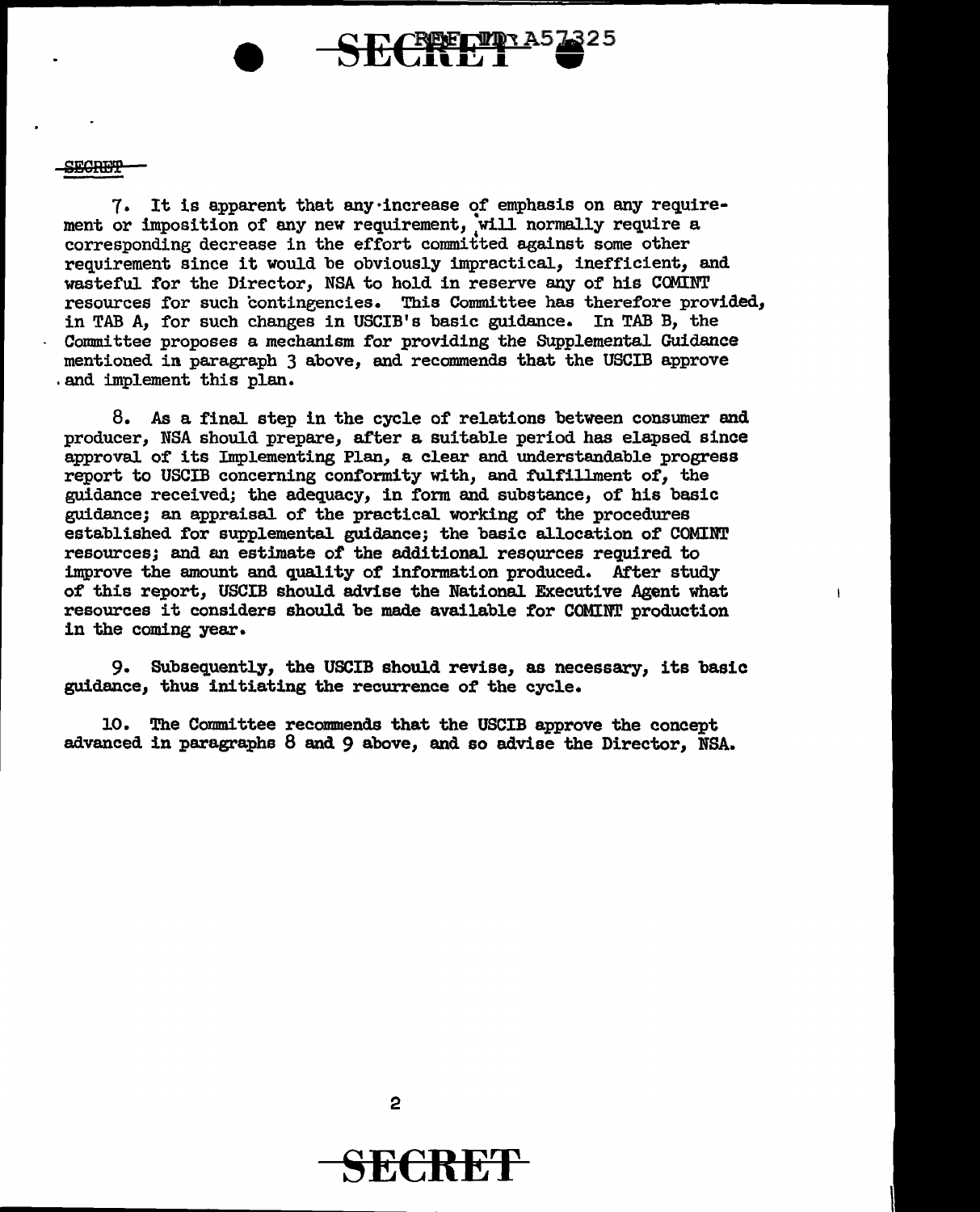7. It is apparent that any increase of emphasis on any requirement or imposition of any new requirement, will normally require a corresponding decrease in the effort committed against some other requirement since it would be obviously impractical, inefficient, and wasteful for the Director, NSA to hold in reserve any of his COMINT resources for such contingencies. This Committee has therefore provided, in TAB A, for such changes in USCIB's basic guidance. In TAB B, the Committee proposes a mechanism for providing the Supplemental Guidance mentioned in paragraph 3 above, and recommends that the USCIB approve and implement this plan.

8. As a final step in the cycle of relations between consumer and producer, NSA should prepare, after a suitable period has elapsed since approval of its Implementing Plan, a clear and understandable progress report to USCIB concerning conformity with, and fulfillment of, the guidance received; the adequacy, in form and substance, of his basic guidance; an appraisal of the practical working of the procedures established for supplemental guidance; the basic allocation of COMINT resources; and an estimate of the additional resources required to improve the amount and quality of information produced. After study of this report, USCIB should advise the National Executive Agent what resources it considers should be made available for COMINT production in the coming year.

9. Subsequently, the USCIB should revise, as necessary, its basic guidance, thus initiating the recurrence of the cycle.

10. The Committee recommends that the USCIB approve the concept advanced in paragraphs 8 and 9 above, and so advise the Director, NSA.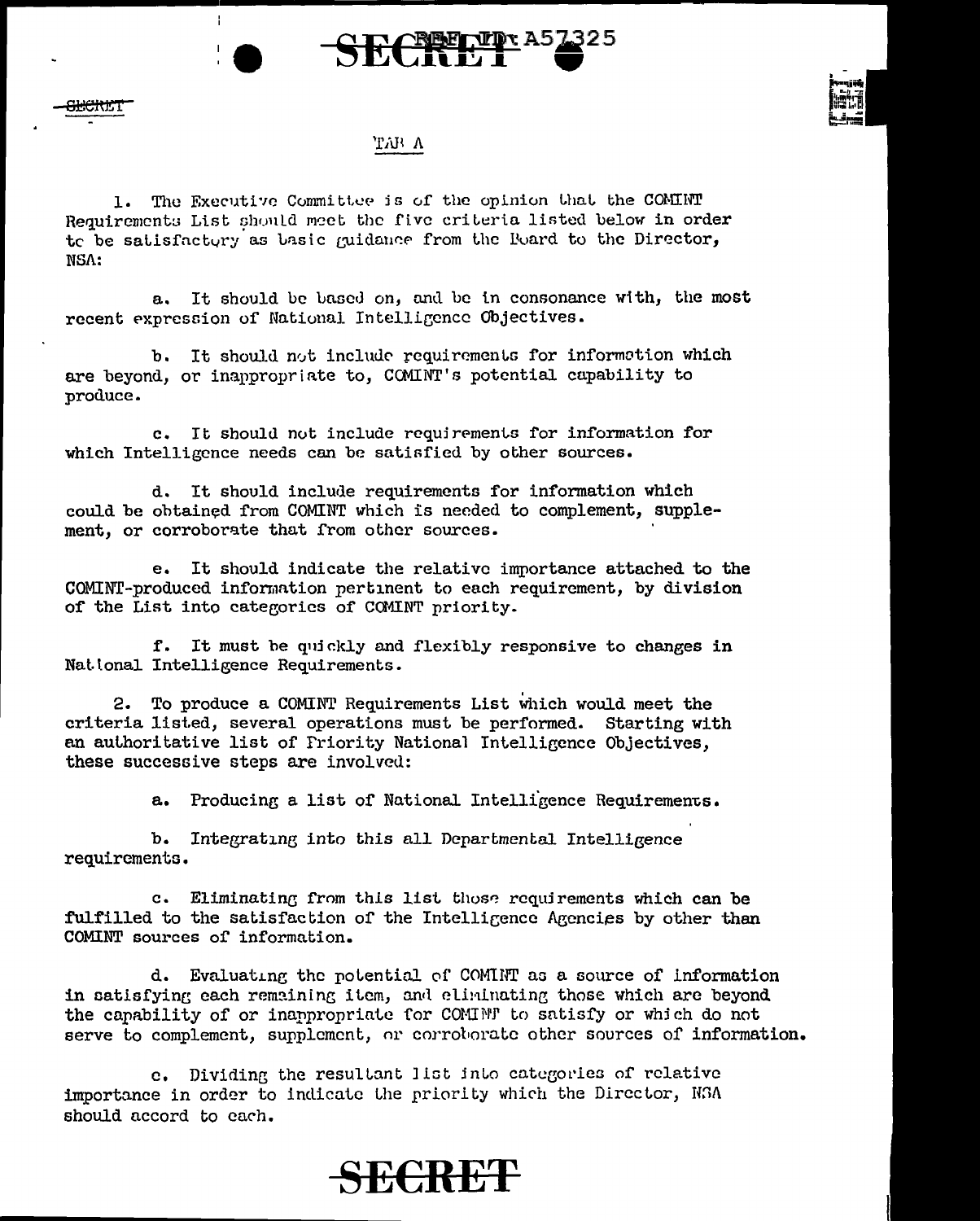SECRET

TAB A

1. The Executive Committee is of the opinion that the COMINT Requirements List should meet the five criteria listed below in order to be satisfactory as basic guidance from the Board to the Director, NSA:

a. It should be based on, and be in consonance with, the most recent expression of National Intelligence Objectives.

b. It should not include requirements for information which are beyond, or inappropriate to, COMINT's potential capability to produce.

c. It should not include requirements for information for which Intelligence needs can be satisfied by other sources.

d. It should include requirements for information which could be obtained from COMINT which is needed to complement, supplement, or corroborate that from other sources.

e. It should indicate the relative importance attached to the COMINT-produced information pertinent to each requirement, by division of the List into categories of COMINT priority.

f. It must be quickly and flexibly responsive to changes in National Intelligence Requirements.

2. To produce a COMINT Requirements List which would meet the criteria listed, several operations must be performed. Starting with an authoritative list of Priority National Intelligence Objectives, these successive steps are involved:

a. Producing a list of National Intelligence Requirements.

b. Integrating into this all Departmental Intelligence requirements.

c. Eliminating from this list those requirements which can be fulfilled to the satisfaction of the Intelligence Agencies by other than COMINT sources of information.

d. Evaluating the potential of COMINT as a source of information in satisfying each remaining item, and eliminating those which are beyond the capability of or inappropriate for COMINT to satisfy or which do not serve to complement, supplement, or corroborate other sources of information.

e. Dividing the resultant list into categories of relative importance in order to indicate the priority which the Director, NSA should accord to each.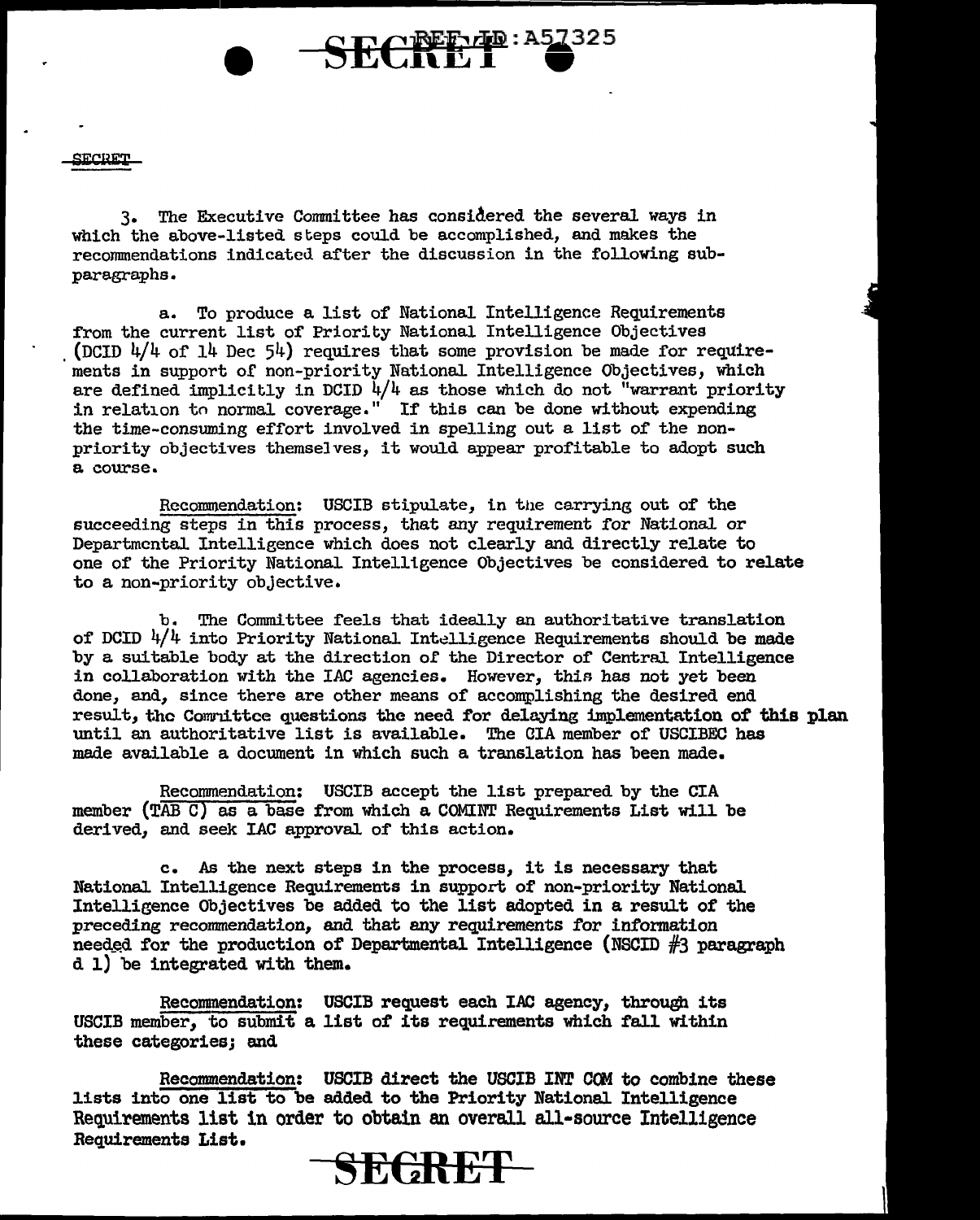3. The Executive Committee has considered the several ways in which the above-listed steps could be accomplished, and makes the recommendations indicated after the discussion in the following sub-paragraphs.

a. To produce a list of National Intelligence Requirements from the current list of Priority National Intelligence Objectives (DCID 4/4 of 14 Dec 54) requires that some provision be made for requirements in support of non-priority National Intelligence Objectives, which are defined implicitly in DCID 4/4 as those which do not "warrant priority in relation to normal coverage." If this can be done without expending the time-consuming effort involved in spelling out a list of the non-priority objectives themselves, it would appear profitable to adopt such a course.

Recommendation: USCIB stipulate, in the carrying out of the succeeding steps in this process, that any requirement for National or Departmental Intelligence which does not clearly and directly relate to one of the Priority National Intelligence Objectives be considered to relate to a non-priority objective.

b. The Committee feels that ideally an authoritative translation of DCID 4/4 into Priority National Intelligence Requirements should be made by a suitable body at the direction of the Director of Central Intelligence in collaboration with the IAC agencies. However, this has not yet been done, and, since there are other means of accomplishing the desired end result, the Committee questions the need for delaying implementation of this plan until an authoritative list is available. The CIA member of USCIBEC has made available a document in which such a translation has been made.

Recommendation: USCIB accept the list prepared by the CIA member (TAB C) as a base from which a COMINT Requirements List will be derived, and seek IAC approval of this action.

c. As the next steps in the process, it is necessary that National Intelligence Requirements in support of non-priority National Intelligence Objectives be added to the list adopted in a result of the preceding recommendation, and that any requirements for information needed for the production of Departmental Intelligence (NSCID #3 paragraph d 1) be integrated with them.

Recommendation: USCIB request each IAC agency, through its USCIB member, to submit a list of its requirements which fall within these categories; and

Recommendation: USCIB direct the USCIB INT COM to combine these lists into one list to be added to the Priority National Intelligence Requirements list in order to obtain an overall all-source Intelligence Requirements List.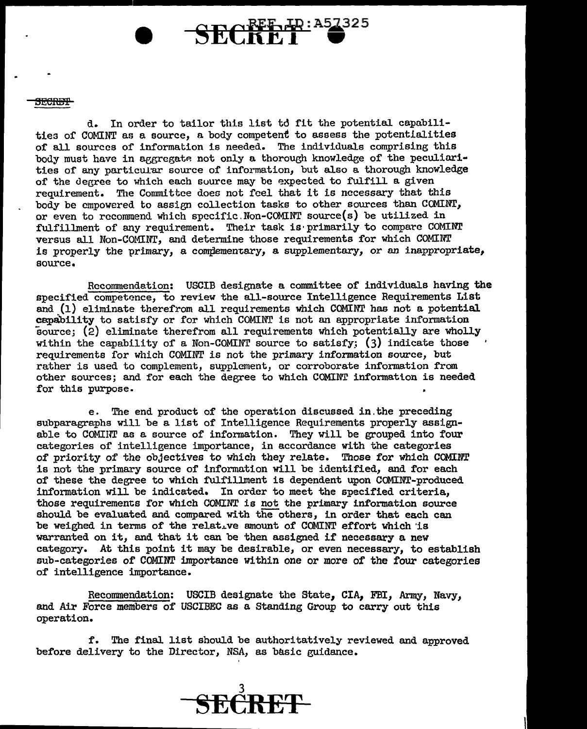d. In order to tailor this list to fit the potential capabilities of COMINT as a source, a body competent to assess the potentialities of all sources of information is needed. The individuals comprising this body must have in aggregate not only a thorough knowledge of the peculiarities of any particular source of information, but also a thorough knowledge of the degree to which each source may be expected to fulfill a given requirement. The Committee does not feel that it is necessary that this body be empowered to assign collection tasks to other sources than COMINT, or even to recommend which specific Non-COMINT source(s) be utilized in fulfillment of any requirement. Their task is primarily to compare COMINT versus all Non-COMINT, and determine those requirements for which COMINT is properly the primary, a complementary, a supplementary, or an inappropriate, source.

Recommendation: USCIB designate a committee of individuals having the specified competence, to review the all-source Intelligence Requirements List and (1) eliminate therefrom all requirements which COMINT has not a potential capability to satisfy or for which COMINT is not an appropriate information source; (2) eliminate therefrom all requirements which potentially are wholly within the capability of a Non-COMINT source to satisfy; (3) indicate those requirements for which COMINT is not the primary information source, but rather is used to complement, supplement, or corroborate information from other sources; and for each the degree to which COMINT information is needed for this purpose.

e. The end product of the operation discussed in the preceding subparagraphs will be a list of Intelligence Requirements properly assignable to COMINT as a source of information. They will be grouped into four categories of intelligence importance, in accordance with the categories of priority of the objectives to which they relate. Those for which COMINT is not the primary source of information will be identified, and for each of these the degree to which fulfillment is dependent upon COMINT-produced information will be indicated. In order to meet the specified criteria, those requirements for which COMINT is not the primary information source should be evaluated and compared with the others, in order that each can be weighed in terms of the relative amount of COMINT effort which is warranted on it, and that it can be then assigned if necessary a new category. At this point it may be desirable, or even necessary, to establish sub-categories of COMINT importance within one or more of the four categories of intelligence importance.

Recommendation: USCIB designate the State, CIA, FBI, Army, Navy, and Air Force members of USCIBEC as a Standing Group to carry out this operation.

f. The final list should be authoritatively reviewed and approved before delivery to the Director, NSA, as basic guidance.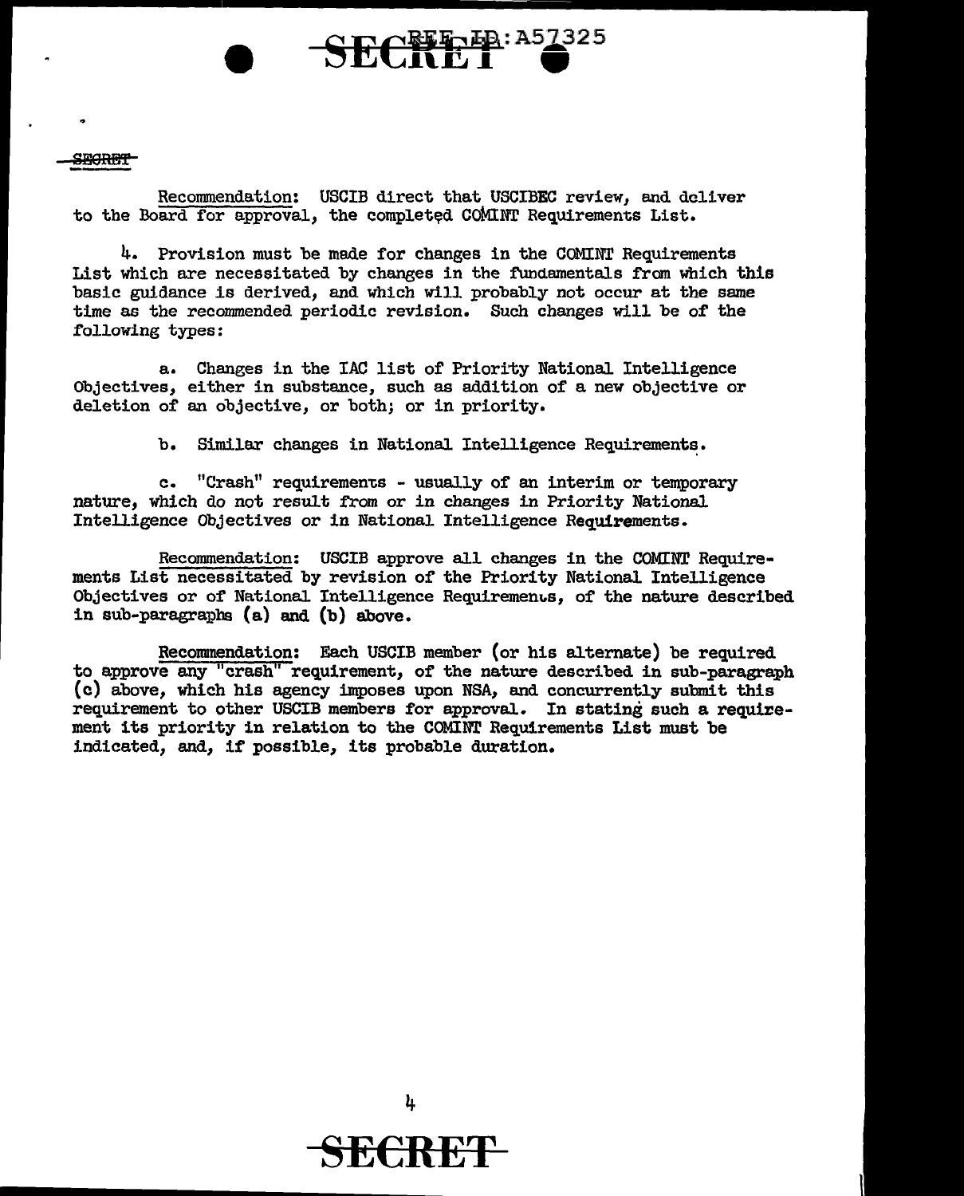Recommendation: USCIB direct that USCIBEC review, and deliver to the Board for approval, the completed COMINT Requirements List.

4. Provision must be made for changes in the COMINT Requirements List which are necessitated by changes in the fundamentals from which this basic guidance is derived, and which will probably not occur at the same time as the recommended periodic revision. Such changes will be of the following types:

a. Changes in the IAC list of Priority National Intelligence Objectives, either in substance, such as addition of a new objective or deletion of an objective, or both; or in priority.

b. Similar changes in National Intelligence Requirements.

c. "Crash" requirements - usually of an interim or temporary nature, which do not result from or in changes in Priority National Intelligence Objectives or in National Intelligence Requirements.

Recommendation: USCIB approve all changes in the COMINT Requirements List necessitated by revision of the Priority National Intelligence Objectives or of National Intelligence Requirements, of the nature described in sub-paragraphs (a) and (b) above.

Recommendation: Each USCIB member (or his alternate) be required to approve any "crash" requirement, of the nature described in sub-paragraph (c) above, which his agency imposes upon NSA, and concurrently submit this requirement to other USCIB members for approval. In stating such a requirement its priority in relation to the COMINT Requirements List must be indicated, and, if possible, its probable duration.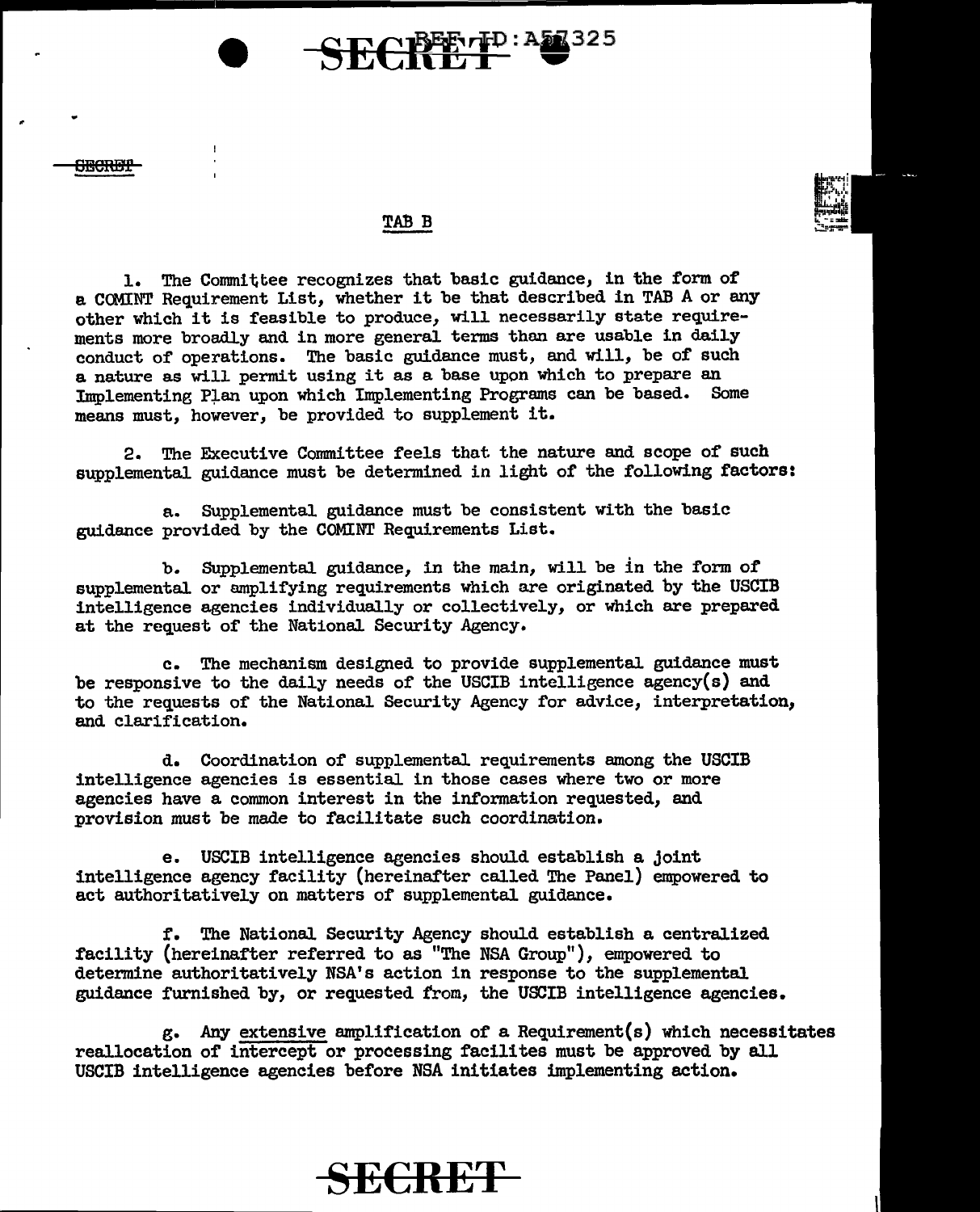## TAB B

1. The Committee recognizes that basic guidance, in the form of a COMINT Requirement List, whether it be that described in TAB A or any other which it is feasible to produce, will necessarily state requirements more broadly and in more general terms than are usable in daily conduct of operations. The basic guidance must, and will, be of such a nature as will permit using it as a base upon which to prepare an Implementing Plan upon which Implementing Programs can be based. Some means must, however, be provided to supplement it.

2. The Executive Committee feels that the nature and scope of such supplemental guidance must be determined in light of the following factors:

a. Supplemental guidance must be consistent with the basic guidance provided by the COMINT Requirements List.

b. Supplemental guidance, in the main, will be in the form of supplemental or amplifying requirements which are originated by the USCIB intelligence agencies individually or collectively, or which are prepared at the request of the National Security Agency.

c. The mechanism designed to provide supplemental guidance must be responsive to the daily needs of the USCIB intelligence agency(s) and to the requests of the National Security Agency for advice, interpretation, and clarification.

d. Coordination of supplemental requirements among the USCIB intelligence agencies is essential in those cases where two or more agencies have a common interest in the information requested, and provision must be made to facilitate such coordination.

e. USCIB intelligence agencies should establish a joint intelligence agency facility (hereinafter called The Panel) empowered to act authoritatively on matters of supplemental guidance.

f. The National Security Agency should establish a centralized facility (hereinafter referred to as "The NSA Group"), empowered to determine authoritatively NSA's action in response to the supplemental guidance furnished by, or requested from, the USCIB intelligence agencies.

g. Any extensive amplification of a Requirement(s) which necessitates reallocation of intercept or processing facilites must be approved by all USCIB intelligence agencies before NSA initiates implementing action.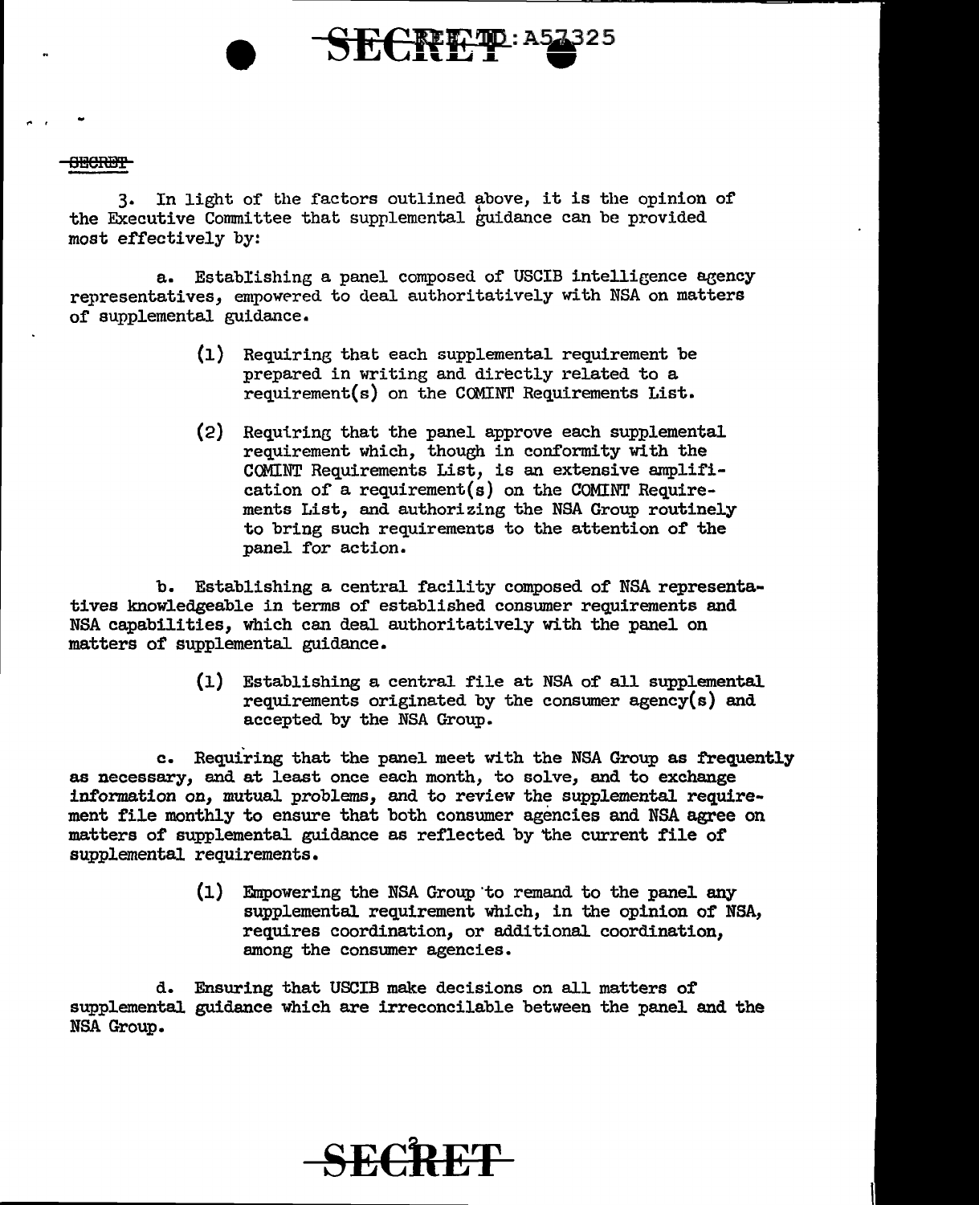3. In light of the factors outlined above, it is the opinion of the Executive Committee that supplemental guidance can be provided most effectively by:

a. Establishing a panel composed of USCIB intelligence agency representatives, empowered to deal authoritatively with NSA on matters of supplemental guidance.

(1) Requiring that each supplemental requirement be prepared in writing and directly related to a requirement(s) on the COMINT Requirements List.

(2) Requiring that the panel approve each supplemental requirement which, though in conformity with the COMINT Requirements List, is an extensive amplification of a requirement(s) on the COMINT Requirements List, and authorizing the NSA Group routinely to bring such requirements to the attention of the panel for action.

b. Establishing a central facility composed of NSA representatives knowledgeable in terms of established consumer requirements and NSA capabilities, which can deal authoritatively with the panel on matters of supplemental guidance.

(1) Establishing a central file at NSA of all supplemental requirements originated by the consumer agency(s) and accepted by the NSA Group.

c. Requiring that the panel meet with the NSA Group as frequently as necessary, and at least once each month, to solve, and to exchange information on, mutual problems, and to review the supplemental requirement file monthly to ensure that both consumer agencies and NSA agree on matters of supplemental guidance as reflected by the current file of supplemental requirements.

(1) Empowering the NSA Group to remand to the panel any supplemental requirement which, in the opinion of NSA, requires coordination, or additional coordination, among the consumer agencies.

d. Ensuring that USCIB make decisions on all matters of supplemental guidance which are irreconcilable between the panel and the NSA Group.